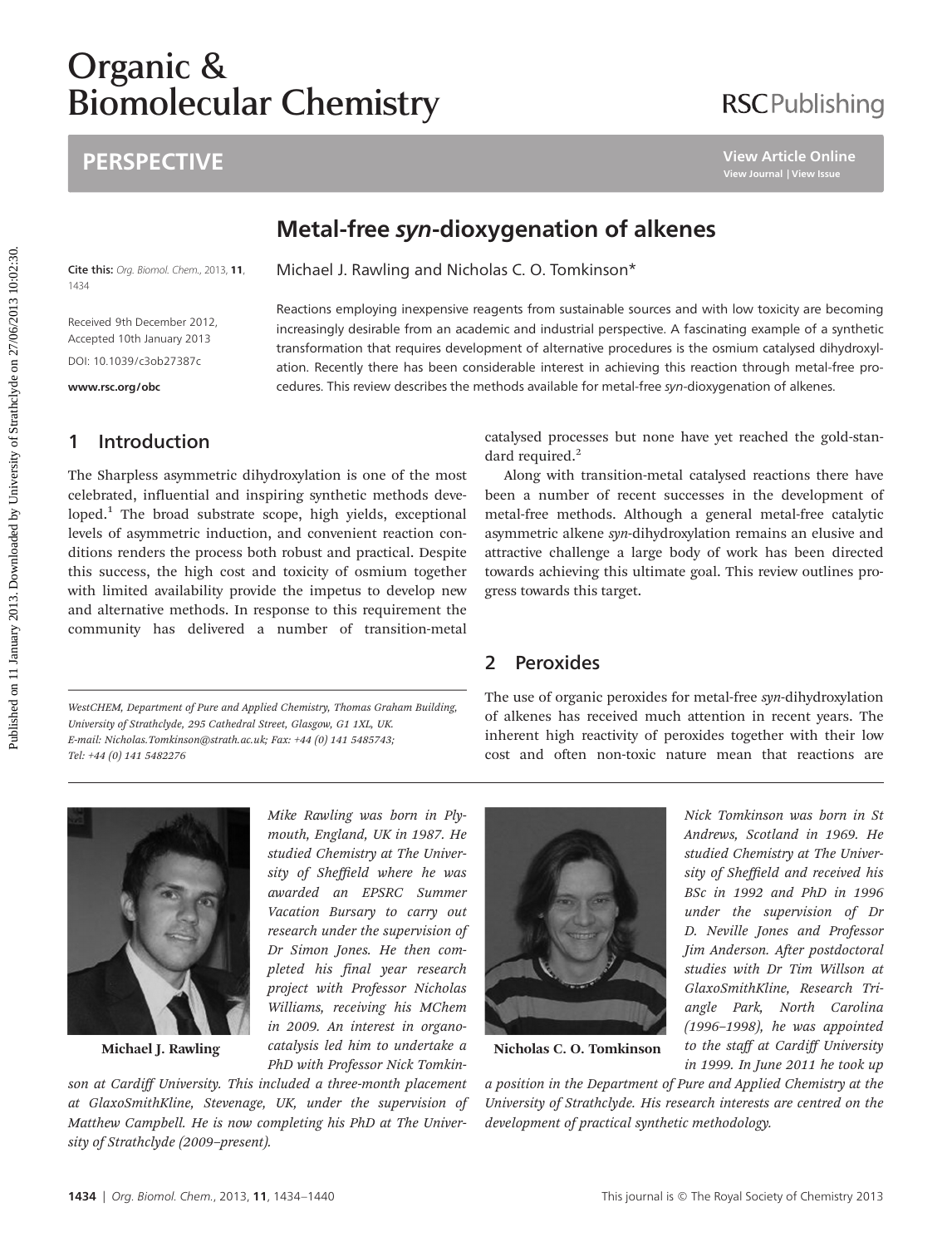# Metal-free *syn*-dioxygenation of alkenes

Michael J. Rawling and Nicholas C. O. Tomkinson*

Cite this: *Org. Biomol. Chem.*, 2013, **11**, 1434

Received 9th December 2012, Accepted 10th January 2013

DOI: 10.1039/c3ob27387c

www.rsc.org/obc

Reactions employing inexpensive reagents from sustainable sources and with low toxicity are becoming increasingly desirable from an academic and industrial perspective. A fascinating example of a synthetic transformation that requires development of alternative procedures is the osmium catalysed dihydroxylation. Recently there has been considerable interest in achieving this reaction through metal-free procedures. This review describes the methods available for metal-free *syn*-dioxygenation of alkenes.

## 1 Introduction

The Sharpless asymmetric dihydroxylation is one of the most celebrated, influential and inspiring synthetic methods developed.[1] The broad substrate scope, high yields, exceptional levels of asymmetric induction, and convenient reaction conditions renders the process both robust and practical. Despite this success, the high cost and toxicity of osmium together with limited availability provide the impetus to develop new and alternative methods. In response to this requirement the community has delivered a number of transition-metal catalysed processes but none have yet reached the gold-standard required.[2]

Along with transition-metal catalysed reactions there have been a number of recent successes in the development of metal-free methods. Although a general metal-free catalytic asymmetric alkene *syn*-dihydroxylation remains an elusive and attractive challenge a large body of work has been directed towards achieving this ultimate goal. This review outlines progress towards this target.

## 2 Peroxides

The use of organic peroxides for metal-free *syn*-dihydroxylation of alkenes has received much attention in recent years. The inherent high reactivity of peroxides together with their low cost and often non-toxic nature mean that reactions are

WestCHEM, Department of Pure and Applied Chemistry, Thomas Graham Building, University of Strathclyde, 295 Cathedral Street, Glasgow, G1 1XL, UK. E-mail: Nicholas.Tomkinson@strath.ac.uk; Fax: +44 (0) 141 5485743; Tel: +44 (0) 141 5482276

**Michael J. Rawling**

*Mike Rawling was born in Plymouth, England, UK in 1987. He studied Chemistry at The University of Sheffield where he was awarded an EPSRC Summer Vacation Bursary to carry out research under the supervision of Dr Simon Jones. He then completed his final year research project with Professor Nicholas Williams, receiving his MChem in 2009. An interest in organocatalysis led him to undertake a PhD with Professor Nick Tomkinson at Cardiff University. This included a three-month placement at GlaxoSmithKline, Stevenage, UK, under the supervision of Matthew Campbell. He is now completing his PhD at The University of Strathclyde (2009–present).*

**Nicholas C. O. Tomkinson**

*Nick Tomkinson was born in St Andrews, Scotland in 1969. He studied Chemistry at The University of Sheffield and received his BSc in 1992 and PhD in 1996 under the supervision of Dr D. Neville Jones and Professor Jim Anderson. After postdoctoral studies with Dr Tim Willson at GlaxoSmithKline, Research Triangle Park, North Carolina (1996–1998), he was appointed to the staff at Cardiff University in 1999. In June 2011 he took up a position in the Department of Pure and Applied Chemistry at the University of Strathclyde. His research interests are centred on the development of practical synthetic methodology.*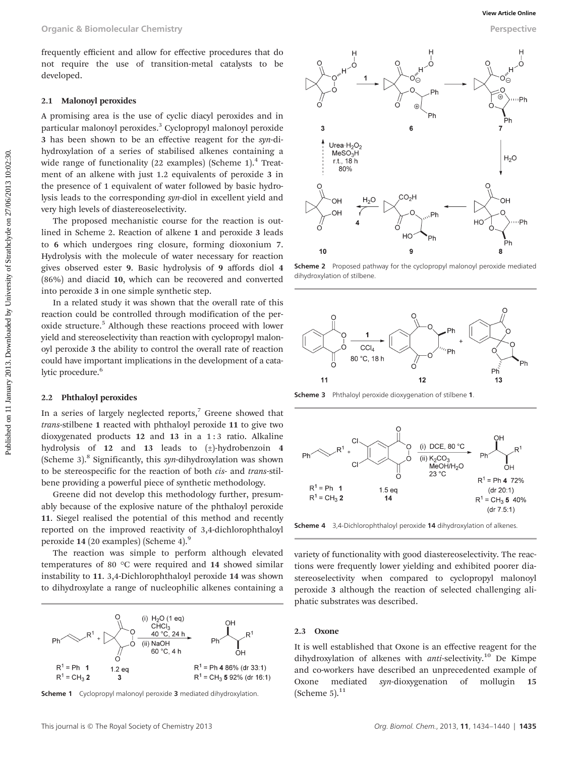frequently efficient and allow for effective procedures that do not require the use of transition-metal catalysts to be developed.

### 2.1 Malonoyl peroxides

A promising area is the use of cyclic diacyl peroxides and in particular malonoyl peroxides.[3] Cyclopropyl malonoyl peroxide **3** has been shown to be an effective reagent for the *syn*-dihydroxylation of a series of stabilised alkenes containing a wide range of functionality (22 examples) (Scheme 1).[4] Treatment of an alkene with just 1.2 equivalents of peroxide **3** in the presence of 1 equivalent of water followed by basic hydrolysis leads to the corresponding *syn*-diol in excellent yield and very high levels of diastereoselectivity.

The proposed mechanistic course for the reaction is outlined in Scheme 2. Reaction of alkene **1** and peroxide **3** leads to **6** which undergoes ring closure, forming dioxonium **7**. Hydrolysis with the molecule of water necessary for reaction gives observed ester **9**. Basic hydrolysis of **9** affords diol **4** (86%) and diacid **10**, which can be recovered and converted into peroxide **3** in one simple synthetic step.

In a related study it was shown that the overall rate of this reaction could be controlled through modification of the peroxide structure.[5] Although these reactions proceed with lower yield and stereoselectivity than reaction with cyclopropyl malonoyl peroxide **3** the ability to control the overall rate of reaction could have important implications in the development of a catalytic procedure.[6]

### 2.2 Phthaloyl peroxides

In a series of largely neglected reports,[7] Greene showed that *trans*-stilbene **1** reacted with phthaloyl peroxide **11** to give two dioxygenated products **12** and **13** in a 1 : 3 ratio. Alkaline hydrolysis of **12** and **13** leads to (±)-hydrobenzoin **4** (Scheme 3).[8] Significantly, this *syn*-dihydroxylation was shown to be stereospecific for the reaction of both *cis*- and *trans*-stilbene providing a powerful piece of synthetic methodology.

Greene did not develop this methodology further, presumably because of the explosive nature of the phthaloyl peroxide **11**. Siegel realised the potential of this method and recently reported on the improved reactivity of 3,4-dichlorophthaloyl peroxide **14** (20 examples) (Scheme 4).[9]

The reaction was simple to perform although elevated temperatures of 80 °C were required and **14** showed similar instability to **11**. 3,4-Dichlorophthaloyl peroxide **14** was shown to dihydroxylate a range of nucleophilic alkenes containing a variety of functionality with good diastereoselectivity. The reactions were frequently lower yielding and exhibited poorer diastereoselectivity when compared to cyclopropyl malonoyl peroxide **3** although the reaction of selected challenging aliphatic substrates was described.

**Scheme 1** Cyclopropyl malonoyl peroxide **3** mediated dihydroxylation.

**Scheme 2** Proposed pathway for the cyclopropyl malonoyl peroxide mediated dihydroxylation of stilbene.

**Scheme 3** Phthaloyl peroxide dioxygenation of stilbene **1**.

**Scheme 4** 3,4-Dichlorophthaloyl peroxide **14** dihydroxylation of alkenes.

### 2.3 Oxone

It is well established that Oxone is an effective reagent for the dihydroxylation of alkenes with *anti*-selectivity.[10] De Kimpe and co-workers have described an unprecedented example of Oxone mediated *syn*-dioxygenation of mollugin **15** (Scheme 5).[11]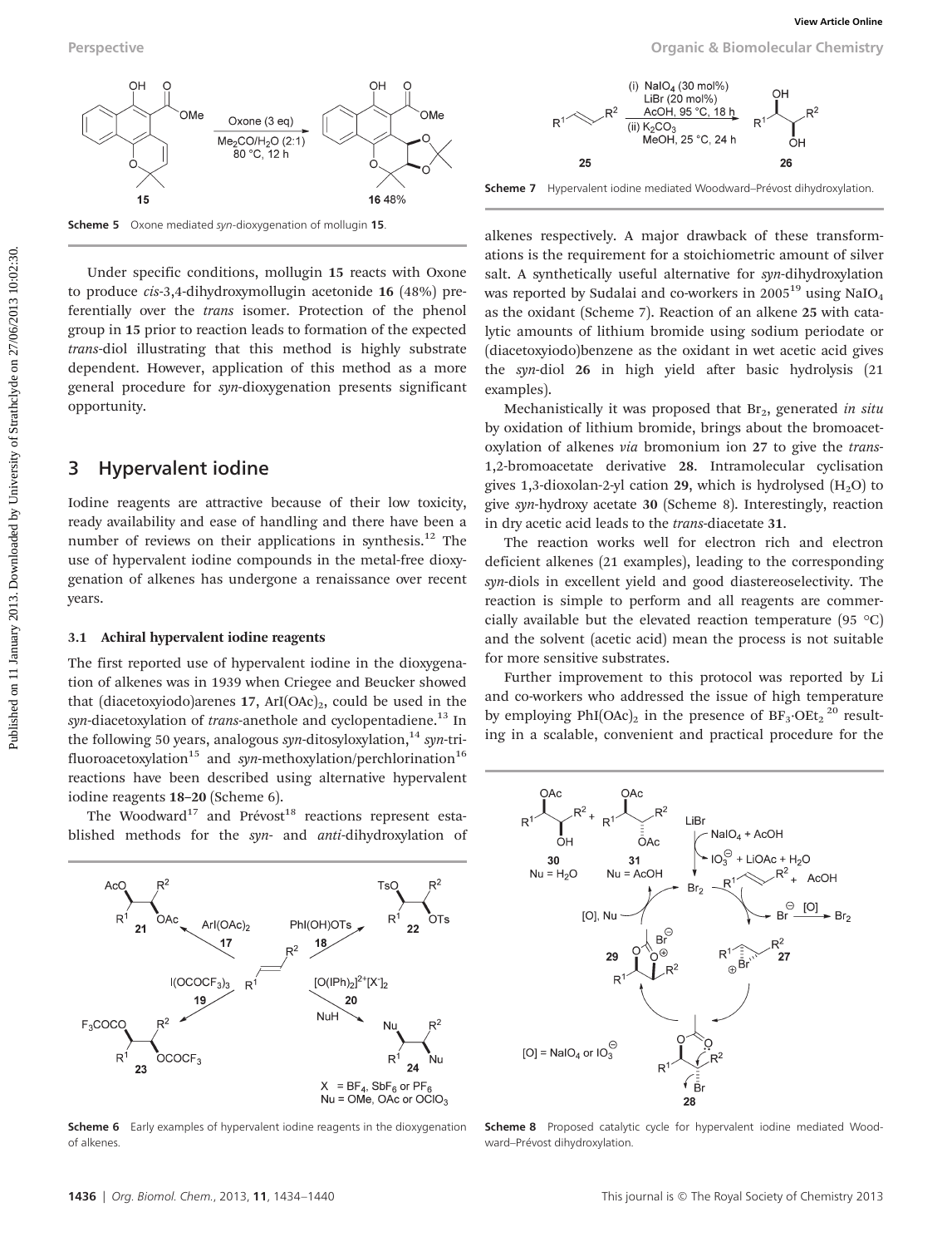Scheme 5 Oxone mediated *syn*-dioxygenation of mollugin **15**.

Under specific conditions, mollugin **15** reacts with Oxone to produce *cis*-3,4-dihydroxymollugin acetonide **16** (48%) preferentially over the *trans* isomer. Protection of the phenol group in **15** prior to reaction leads to formation of the expected *trans*-diol illustrating that this method is highly substrate dependent. However, application of this method as a more general procedure for *syn*-dioxygenation presents significant opportunity.

## 3 Hypervalent iodine

Iodine reagents are attractive because of their low toxicity, ready availability and ease of handling and there have been a number of reviews on their applications in synthesis.[12] The use of hypervalent iodine compounds in the metal-free dioxygenation of alkenes has undergone a renaissance over recent years.

### 3.1 Achiral hypervalent iodine reagents

The first reported use of hypervalent iodine in the dioxygenation of alkenes was in 1939 when Criegee and Beucker showed that (diacetoxyiodo)arenes **17**, $ArI(OAc)_2$, could be used in the *syn*-diacetoxylation of *trans*-anethole and cyclopentadiene.[13] In the following 50 years, analogous *syn*-ditosyloxylation,[14] *syn*-trifluoroacetoxylation[15] and *syn*-methoxylation/perchlorination[16] reactions have been described using alternative hypervalent iodine reagents **18–20** (Scheme 6).

The Woodward[17] and Prévost[18] reactions represent established methods for the *syn*- and *anti*-dihydroxylation of alkenes respectively. A major drawback of these transformations is the requirement for a stoichiometric amount of silver salt. A synthetically useful alternative for *syn*-dihydroxylation was reported by Sudalai and co-workers in 2005[19] using $NaIO_4$ as the oxidant (Scheme 7). Reaction of an alkene **25** with catalytic amounts of lithium bromide using sodium periodate or (diacetoxyiodo)benzene as the oxidant in wet acetic acid gives the *syn*-diol **26** in high yield after basic hydrolysis (21 examples).

Scheme 6 Early examples of hypervalent iodine reagents in the dioxygenation of alkenes.

Scheme 7 Hypervalent iodine mediated Woodward–Prévost dihydroxylation.

Mechanistically it was proposed that $Br_2$, generated *in situ* by oxidation of lithium bromide, brings about the bromoacetoxylation of alkenes *via* bromonium ion **27** to give the *trans*-1,2-bromoacetate derivative **28**. Intramolecular cyclisation gives 1,3-dioxolan-2-yl cation **29**, which is hydrolysed ($H_2O$) to give *syn*-hydroxy acetate **30** (Scheme 8). Interestingly, reaction in dry acetic acid leads to the *trans*-diacetate **31**.

The reaction works well for electron rich and electron deficient alkenes (21 examples), leading to the corresponding *syn*-diols in excellent yield and good diastereoselectivity. The reaction is simple to perform and all reagents are commercially available but the elevated reaction temperature (95 °C) and the solvent (acetic acid) mean the process is not suitable for more sensitive substrates.

Further improvement to this protocol was reported by Li and co-workers who addressed the issue of high temperature by employing $PhI(OAc)_2$ in the presence of $BF_3·OEt_2$[20] resulting in a scalable, convenient and practical procedure for the

Scheme 8 Proposed catalytic cycle for hypervalent iodine mediated Woodward–Prévost dihydroxylation.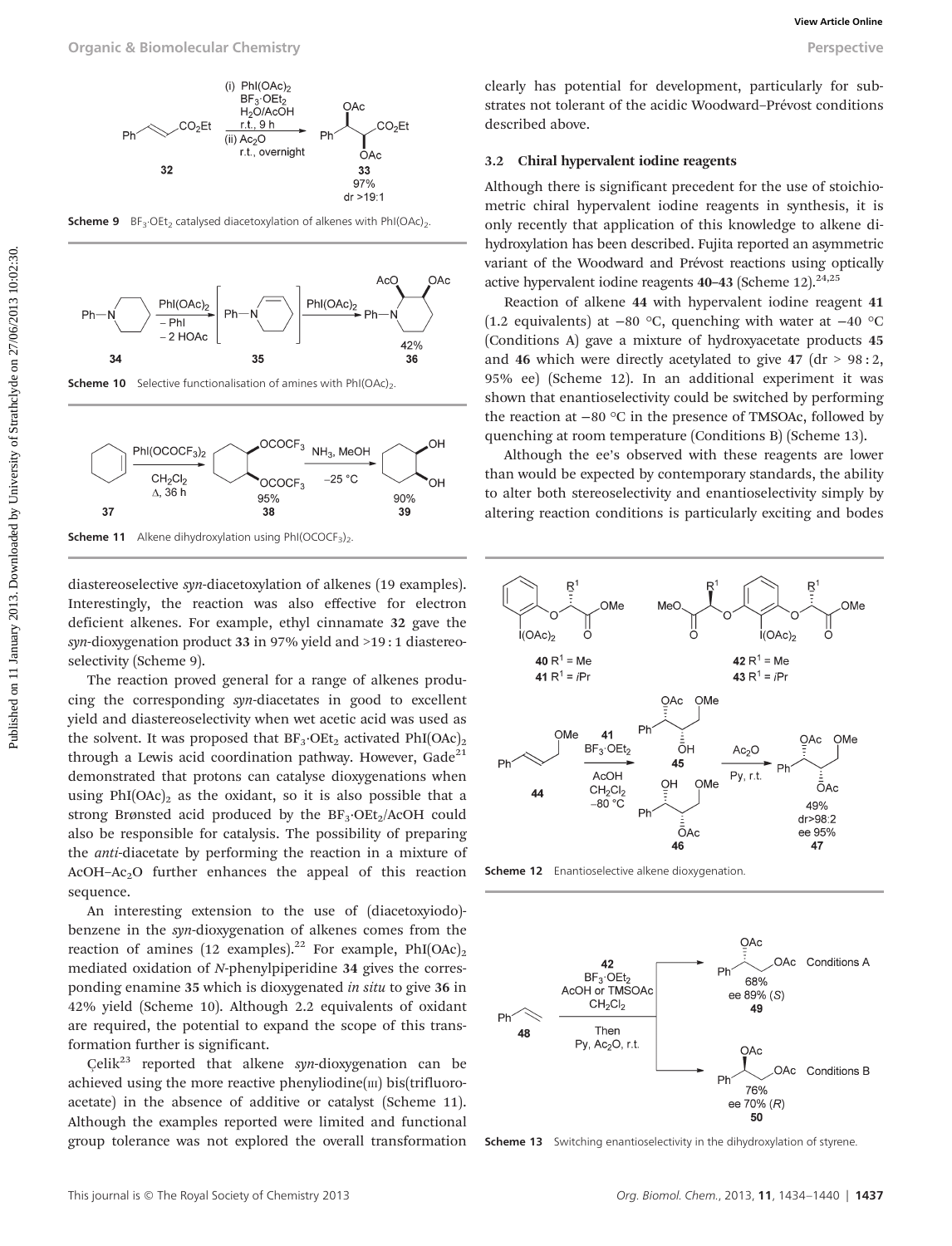Scheme 9 $BF_3{\cdot}OEt_2$ catalysed diacetoxylation of alkenes with $PhI(OAc)_2$.

Scheme 10 Selective functionalisation of amines with $PhI(OAc)_2$.

Scheme 11 Alkene dihydroxylation using $PhI(OCOCF_3)_2$.

diastereoselective *syn*-diacetoxylation of alkenes (19 examples). Interestingly, the reaction was also effective for electron deficient alkenes. For example, ethyl cinnamate **32** gave the *syn*-dioxygenation product **33** in 97% yield and >19 : 1 diastereoselectivity (Scheme 9).

The reaction proved general for a range of alkenes producing the corresponding *syn*-diacetates in good to excellent yield and diastereoselectivity when wet acetic acid was used as the solvent. It was proposed that $BF_3{\cdot}OEt_2$ activated $PhI(OAc)_2$ through a Lewis acid coordination pathway. However, Gade[21] demonstrated that protons can catalyse dioxygenations when using $PhI(OAc)_2$ as the oxidant, so it is also possible that a strong Brønsted acid produced by the $BF_3{\cdot}OEt_2$/AcOH could also be responsible for catalysis. The possibility of preparing the *anti*-diacetate by performing the reaction in a mixture of AcOH–$Ac_2O$ further enhances the appeal of this reaction sequence.

An interesting extension to the use of (diacetoxyiodo)-benzene in the *syn*-dioxygenation of alkenes comes from the reaction of amines (12 examples).[22] For example, $PhI(OAc)_2$ mediated oxidation of *N*-phenylpiperidine **34** gives the corresponding enamine **35** which is dioxygenated *in situ* to give **36** in 42% yield (Scheme 10). Although 2.2 equivalents of oxidant are required, the potential to expand the scope of this transformation further is significant.

Çelik[23] reported that alkene *syn*-dioxygenation can be achieved using the more reactive phenyliodine(III) bis(trifluoroacetate) in the absence of additive or catalyst (Scheme 11). Although the examples reported were limited and functional group tolerance was not explored the overall transformation clearly has potential for development, particularly for substrates not tolerant of the acidic Woodward–Prévost conditions described above.

### 3.2 Chiral hypervalent iodine reagents

Although there is significant precedent for the use of stoichiometric chiral hypervalent iodine reagents in synthesis, it is only recently that application of this knowledge to alkene dihydroxylation has been described. Fujita reported an asymmetric variant of the Woodward and Prévost reactions using optically active hypervalent iodine reagents **40–43** (Scheme 12).[24,25]

Reaction of alkene **44** with hypervalent iodine reagent **41** (1.2 equivalents) at −80 °C, quenching with water at −40 °C (Conditions A) gave a mixture of hydroxyacetate products **45** and **46** which were directly acetylated to give **47** (dr > 98 : 2, 95% ee) (Scheme 12). In an additional experiment it was shown that enantioselectivity could be switched by performing the reaction at −80 °C in the presence of TMSOAc, followed by quenching at room temperature (Conditions B) (Scheme 13).

Although the ee's observed with these reagents are lower than would be expected by contemporary standards, the ability to alter both stereoselectivity and enantioselectivity simply by altering reaction conditions is particularly exciting and bodes

Scheme 12 Enantioselective alkene dioxygenation.

Scheme 13 Switching enantioselectivity in the dihydroxylation of styrene.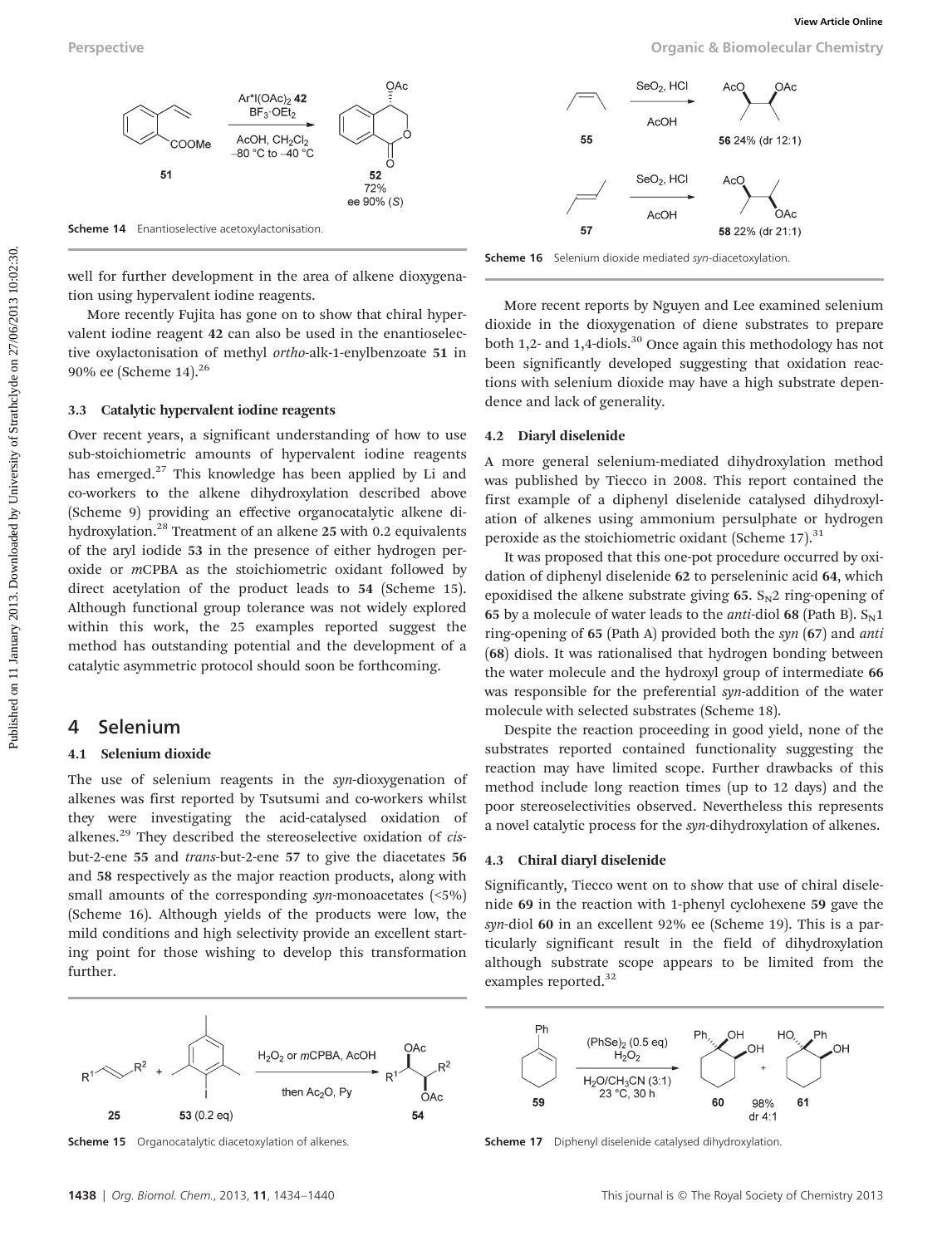Scheme 14 Enantioselective acetoxylactonisation.

well for further development in the area of alkene dioxygenation using hypervalent iodine reagents.

More recently Fujita has gone on to show that chiral hypervalent iodine reagent **42** can also be used in the enantioselective oxylactonisation of methyl *ortho*-alk-1-enylbenzoate **51** in 90% ee (Scheme 14).[26]

### 3.3 Catalytic hypervalent iodine reagents

Over recent years, a significant understanding of how to use sub-stoichiometric amounts of hypervalent iodine reagents has emerged.[27] This knowledge has been applied by Li and co-workers to the alkene dihydroxylation described above (Scheme 9) providing an effective organocatalytic alkene dihydroxylation.[28] Treatment of an alkene **25** with 0.2 equivalents of the aryl iodide **53** in the presence of either hydrogen peroxide or *m*CPBA as the stoichiometric oxidant followed by direct acetylation of the product leads to **54** (Scheme 15). Although functional group tolerance was not widely explored within this work, the 25 examples reported suggest the method has outstanding potential and the development of a catalytic asymmetric protocol should soon be forthcoming.

## 4 Selenium

### 4.1 Selenium dioxide

The use of selenium reagents in the *syn*-dioxygenation of alkenes was first reported by Tsutsumi and co-workers whilst they were investigating the acid-catalysed oxidation of alkenes.[29] They described the stereoselective oxidation of *cis*-but-2-ene **55** and *trans*-but-2-ene **57** to give the diacetates **56** and **58** respectively as the major reaction products, along with small amounts of the corresponding *syn*-monoacetates (<5%) (Scheme 16). Although yields of the products were low, the mild conditions and high selectivity provide an excellent starting point for those wishing to develop this transformation further.

Scheme 15 Organocatalytic diacetoxylation of alkenes.

Scheme 16 Selenium dioxide mediated *syn*-diacetoxylation.

More recent reports by Nguyen and Lee examined selenium dioxide in the dioxygenation of diene substrates to prepare both 1,2- and 1,4-diols.[30] Once again this methodology has not been significantly developed suggesting that oxidation reactions with selenium dioxide may have a high substrate dependence and lack of generality.

### 4.2 Diaryl diselenide

A more general selenium-mediated dihydroxylation method was published by Tiecco in 2008. This report contained the first example of a diphenyl diselenide catalysed dihydroxylation of alkenes using ammonium persulphate or hydrogen peroxide as the stoichiometric oxidant (Scheme 17).[31]

It was proposed that this one-pot procedure occurred by oxidation of diphenyl diselenide **62** to perseleninic acid **64**, which epoxidised the alkene substrate giving **65**. $S_N2$ ring-opening of **65** by a molecule of water leads to the *anti*-diol **68** (Path B). $S_N1$ ring-opening of **65** (Path A) provided both the *syn* (**67**) and *anti* (**68**) diols. It was rationalised that hydrogen bonding between the water molecule and the hydroxyl group of intermediate **66** was responsible for the preferential *syn*-addition of the water molecule with selected substrates (Scheme 18).

Despite the reaction proceeding in good yield, none of the substrates reported contained functionality suggesting the reaction may have limited scope. Further drawbacks of this method include long reaction times (up to 12 days) and the poor stereoselectivities observed. Nevertheless this represents a novel catalytic process for the *syn*-dihydroxylation of alkenes.

### 4.3 Chiral diaryl diselenide

Significantly, Tiecco went on to show that use of chiral diselenide **69** in the reaction with 1-phenyl cyclohexene **59** gave the *syn*-diol **60** in an excellent 92% ee (Scheme 19). This is a particularly significant result in the field of dihydroxylation although substrate scope appears to be limited from the examples reported.[32]

Scheme 17 Diphenyl diselenide catalysed dihydroxylation.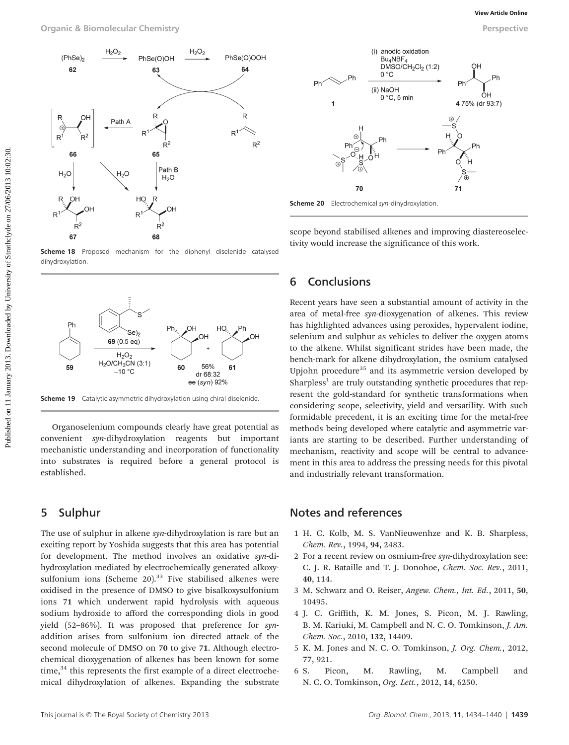Scheme 18 Proposed mechanism for the diphenyl diselenide catalysed dihydroxylation.

Scheme 19 Catalytic asymmetric dihydroxylation using chiral diselenide.

Organoselenium compounds clearly have great potential as convenient *syn*-dihydroxylation reagents but important mechanistic understanding and incorporation of functionality into substrates is required before a general protocol is established.

## 5 Sulphur

The use of sulphur in alkene *syn*-dihydroxylation is rare but an exciting report by Yoshida suggests that this area has potential for development. The method involves an oxidative *syn*-dihydroxylation mediated by electrochemically generated alkoxysulfonium ions (Scheme 20).[33] Five stabilised alkenes were oxidised in the presence of DMSO to give bisalkoxysulfonium ions **71** which underwent rapid hydrolysis with aqueous sodium hydroxide to afford the corresponding diols in good yield (52–86%). It was proposed that preference for *syn*-addition arises from sulfonium ion directed attack of the second molecule of DMSO on **70** to give **71**. Although electrochemical dioxygenation of alkenes has been known for some time,[34] this represents the first example of a direct electrochemical dihydroxylation of alkenes. Expanding the substrate scope beyond stabilised alkenes and improving diastereoselectivity would increase the significance of this work.

Scheme 20 Electrochemical *syn*-dihydroxylation.

## 6 Conclusions

Recent years have seen a substantial amount of activity in the area of metal-free *syn*-dioxygenation of alkenes. This review has highlighted advances using peroxides, hypervalent iodine, selenium and sulphur as vehicles to deliver the oxygen atoms to the alkene. Whilst significant strides have been made, the bench-mark for alkene dihydroxylation, the osmium catalysed Upjohn procedure[35] and its asymmetric version developed by Sharpless[1] are truly outstanding synthetic procedures that represent the gold-standard for synthetic transformations when considering scope, selectivity, yield and versatility. With such formidable precedent, it is an exciting time for the metal-free methods being developed where catalytic and asymmetric variants are starting to be described. Further understanding of mechanism, reactivity and scope will be central to advancement in this area to address the pressing needs for this pivotal and industrially relevant transformation.

## Notes and references

1 H. C. Kolb, M. S. VanNieuwenhze and K. B. Sharpless, *Chem. Rev.*, 1994, **94**, 2483.

2 For a recent review on osmium-free *syn*-dihydroxylation see: C. J. R. Bataille and T. J. Donohoe, *Chem. Soc. Rev.*, 2011, **40**, 114.

3 M. Schwarz and O. Reiser, *Angew. Chem., Int. Ed.*, 2011, **50**, 10495.

4 J. C. Griffith, K. M. Jones, S. Picon, M. J. Rawling, B. M. Kariuki, M. Campbell and N. C. O. Tomkinson, *J. Am. Chem. Soc.*, 2010, **132**, 14409.

5 K. M. Jones and N. C. O. Tomkinson, *J. Org. Chem.*, 2012, **77**, 921.

6 S. Picon, M. Rawling, M. Campbell and N. C. O. Tomkinson, *Org. Lett.*, 2012, **14**, 6250.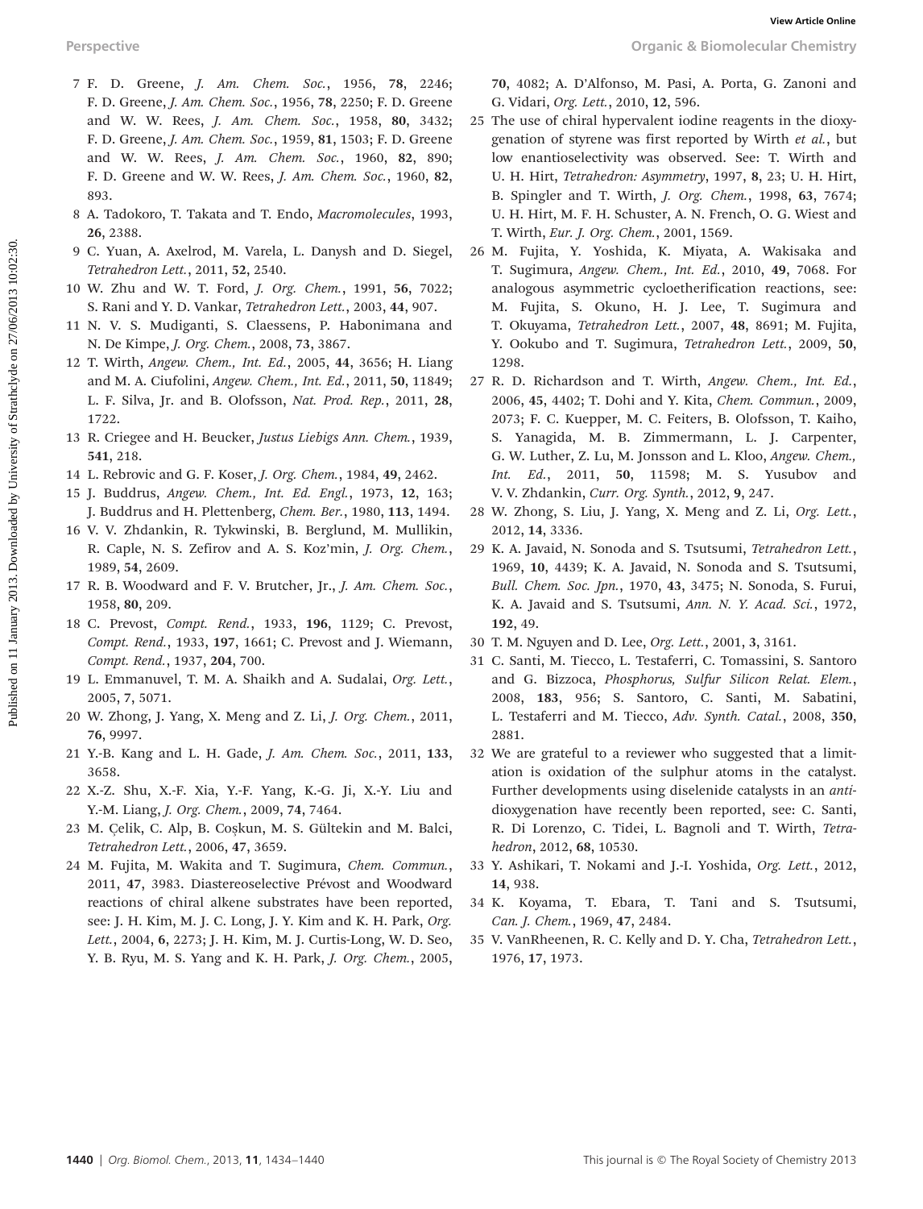7 F. D. Greene, *J. Am. Chem. Soc.*, 1956, **78**, 2246; F. D. Greene, *J. Am. Chem. Soc.*, 1956, **78**, 2250; F. D. Greene and W. W. Rees, *J. Am. Chem. Soc.*, 1958, **80**, 3432; F. D. Greene, *J. Am. Chem. Soc.*, 1959, **81**, 1503; F. D. Greene and W. W. Rees, *J. Am. Chem. Soc.*, 1960, **82**, 890; F. D. Greene and W. W. Rees, *J. Am. Chem. Soc.*, 1960, **82**, 893.

8 A. Tadokoro, T. Takata and T. Endo, *Macromolecules*, 1993, **26**, 2388.

9 C. Yuan, A. Axelrod, M. Varela, L. Danysh and D. Siegel, *Tetrahedron Lett.*, 2011, **52**, 2540.

10 W. Zhu and W. T. Ford, *J. Org. Chem.*, 1991, **56**, 7022; S. Rani and Y. D. Vankar, *Tetrahedron Lett.*, 2003, **44**, 907.

11 N. V. S. Mudiganti, S. Claessens, P. Habonimana and N. De Kimpe, *J. Org. Chem.*, 2008, **73**, 3867.

12 T. Wirth, *Angew. Chem., Int. Ed.*, 2005, **44**, 3656; H. Liang and M. A. Ciufolini, *Angew. Chem., Int. Ed.*, 2011, **50**, 11849; L. F. Silva, Jr. and B. Olofsson, *Nat. Prod. Rep.*, 2011, **28**, 1722.

13 R. Criegee and H. Beucker, *Justus Liebigs Ann. Chem.*, 1939, **541**, 218.

14 L. Rebrovic and G. F. Koser, *J. Org. Chem.*, 1984, **49**, 2462.

15 J. Buddrus, *Angew. Chem., Int. Ed. Engl.*, 1973, **12**, 163; J. Buddrus and H. Plettenberg, *Chem. Ber.*, 1980, **113**, 1494.

16 V. V. Zhdankin, R. Tykwinski, B. Berglund, M. Mullikin, R. Caple, N. S. Zefirov and A. S. Koz'min, *J. Org. Chem.*, 1989, **54**, 2609.

17 R. B. Woodward and F. V. Brutcher, Jr., *J. Am. Chem. Soc.*, 1958, **80**, 209.

18 C. Prevost, *Compt. Rend.*, 1933, **196**, 1129; C. Prevost, *Compt. Rend.*, 1933, **197**, 1661; C. Prevost and J. Wiemann, *Compt. Rend.*, 1937, **204**, 700.

19 L. Emmanuvel, T. M. A. Shaikh and A. Sudalai, *Org. Lett.*, 2005, **7**, 5071.

20 W. Zhong, J. Yang, X. Meng and Z. Li, *J. Org. Chem.*, 2011, **76**, 9997.

21 Y.-B. Kang and L. H. Gade, *J. Am. Chem. Soc.*, 2011, **133**, 3658.

22 X.-Z. Shu, X.-F. Xia, Y.-F. Yang, K.-G. Ji, X.-Y. Liu and Y.-M. Liang, *J. Org. Chem.*, 2009, **74**, 7464.

23 M. Çelik, C. Alp, B. Coşkun, M. S. Gültekin and M. Balci, *Tetrahedron Lett.*, 2006, **47**, 3659.

24 M. Fujita, M. Wakita and T. Sugimura, *Chem. Commun.*, 2011, **47**, 3983. Diastereoselective Prévost and Woodward reactions of chiral alkene substrates have been reported, see: J. H. Kim, M. J. C. Long, J. Y. Kim and K. H. Park, *Org. Lett.*, 2004, **6**, 2273; J. H. Kim, M. J. Curtis-Long, W. D. Seo, Y. B. Ryu, M. S. Yang and K. H. Park, *J. Org. Chem.*, 2005, **70**, 4082; A. D'Alfonso, M. Pasi, A. Porta, G. Zanoni and G. Vidari, *Org. Lett.*, 2010, **12**, 596.

25 The use of chiral hypervalent iodine reagents in the dioxygenation of styrene was first reported by Wirth *et al.*, but low enantioselectivity was observed. See: T. Wirth and U. H. Hirt, *Tetrahedron: Asymmetry*, 1997, **8**, 23; U. H. Hirt, B. Spingler and T. Wirth, *J. Org. Chem.*, 1998, **63**, 7674; U. H. Hirt, M. F. H. Schuster, A. N. French, O. G. Wiest and T. Wirth, *Eur. J. Org. Chem.*, 2001, 1569.

26 M. Fujita, Y. Yoshida, K. Miyata, A. Wakisaka and T. Sugimura, *Angew. Chem., Int. Ed.*, 2010, **49**, 7068. For analogous asymmetric cycloetherification reactions, see: M. Fujita, S. Okuno, H. J. Lee, T. Sugimura and T. Okuyama, *Tetrahedron Lett.*, 2007, **48**, 8691; M. Fujita, Y. Ookubo and T. Sugimura, *Tetrahedron Lett.*, 2009, **50**, 1298.

27 R. D. Richardson and T. Wirth, *Angew. Chem., Int. Ed.*, 2006, **45**, 4402; T. Dohi and Y. Kita, *Chem. Commun.*, 2009, 2073; F. C. Kuepper, M. C. Feiters, B. Olofsson, T. Kaiho, S. Yanagida, M. B. Zimmermann, L. J. Carpenter, G. W. Luther, Z. Lu, M. Jonsson and L. Kloo, *Angew. Chem., Int. Ed.*, 2011, **50**, 11598; M. S. Yusubov and V. V. Zhdankin, *Curr. Org. Synth.*, 2012, **9**, 247.

28 W. Zhong, S. Liu, J. Yang, X. Meng and Z. Li, *Org. Lett.*, 2012, **14**, 3336.

29 K. A. Javaid, N. Sonoda and S. Tsutsumi, *Tetrahedron Lett.*, 1969, **10**, 4439; K. A. Javaid, N. Sonoda and S. Tsutsumi, *Bull. Chem. Soc. Jpn.*, 1970, **43**, 3475; N. Sonoda, S. Furui, K. A. Javaid and S. Tsutsumi, *Ann. N. Y. Acad. Sci.*, 1972, **192**, 49.

30 T. M. Nguyen and D. Lee, *Org. Lett.*, 2001, **3**, 3161.

31 C. Santi, M. Tiecco, L. Testaferri, C. Tomassini, S. Santoro and G. Bizzoca, *Phosphorus, Sulfur Silicon Relat. Elem.*, 2008, **183**, 956; S. Santoro, C. Santi, M. Sabatini, L. Testaferri and M. Tiecco, *Adv. Synth. Catal.*, 2008, **350**, 2881.

32 We are grateful to a reviewer who suggested that a limitation is oxidation of the sulphur atoms in the catalyst. Further developments using diselenide catalysts in an *anti*-dioxygenation have recently been reported, see: C. Santi, R. Di Lorenzo, C. Tidei, L. Bagnoli and T. Wirth, *Tetrahedron*, 2012, **68**, 10530.

33 Y. Ashikari, T. Nokami and J.-I. Yoshida, *Org. Lett.*, 2012, **14**, 938.

34 K. Koyama, T. Ebara, T. Tani and S. Tsutsumi, *Can. J. Chem.*, 1969, **47**, 2484.

35 V. VanRheenen, R. C. Kelly and D. Y. Cha, *Tetrahedron Lett.*, 1976, **17**, 1973.